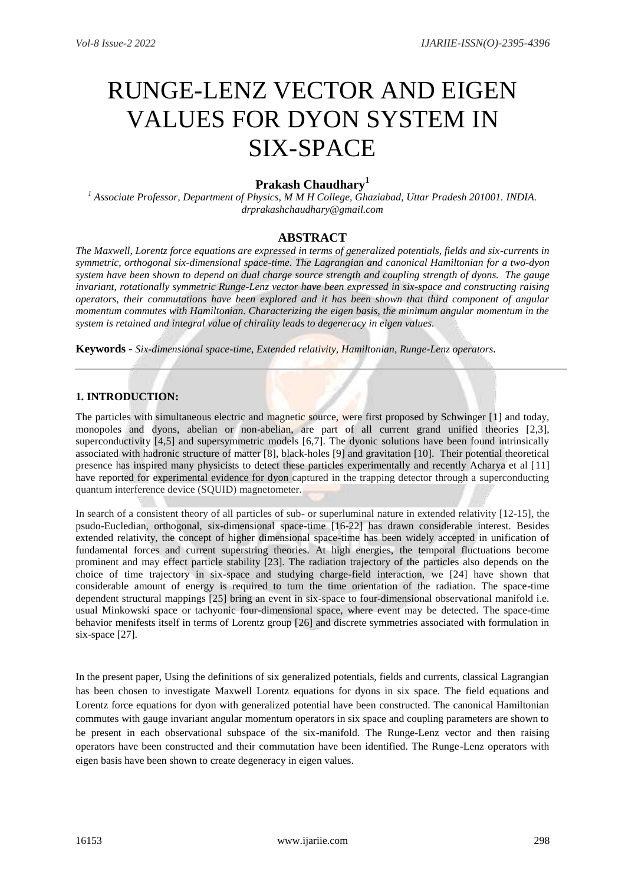# RUNGE-LENZ VECTOR AND EIGEN VALUES FOR DYON SYSTEM IN SIX-SPACE

**Prakash Chaudhary[1]**

[1] *Associate Professor, Department of Physics, M M H College, Ghaziabad, Uttar Pradesh 201001. INDIA.*
*drprakashchaudhary@gmail.com*

## ABSTRACT

*The Maxwell, Lorentz force equations are expressed in terms of generalized potentials, fields and six-currents in symmetric, orthogonal six-dimensional space-time. The Lagrangian and canonical Hamiltonian for a two-dyon system have been shown to depend on dual charge source strength and coupling strength of dyons. The gauge invariant, rotationally symmetric Runge-Lenz vector have been expressed in six-space and constructing raising operators, their commutations have been explored and it has been shown that third component of angular momentum commutes with Hamiltonian. Characterizing the eigen basis, the minimum angular momentum in the system is retained and integral value of chirality leads to degeneracy in eigen values.*

**Keywords -** *Six-dimensional space-time, Extended relativity, Hamiltonian, Runge-Lenz operators.*

---

### 1. INTRODUCTION:

The particles with simultaneous electric and magnetic source, were first proposed by Schwinger [1] and today, monopoles and dyons, abelian or non-abelian, are part of all current grand unified theories [2,3], superconductivity [4,5] and supersymmetric models [6,7]. The dyonic solutions have been found intrinsically associated with hadronic structure of matter [8], black-holes [9] and gravitation [10]. Their potential theoretical presence has inspired many physicists to detect these particles experimentally and recently Acharya et al [11] have reported for experimental evidence for dyon captured in the trapping detector through a superconducting quantum interference device (SQUID) magnetometer.

In search of a consistent theory of all particles of sub- or superluminal nature in extended relativity [12-15], the psudo-Eucledian, orthogonal, six-dimensional space-time [16-22] has drawn considerable interest. Besides extended relativity, the concept of higher dimensional space-time has been widely accepted in unification of fundamental forces and current superstring theories. At high energies, the temporal fluctuations become prominent and may effect particle stability [23]. The radiation trajectory of the particles also depends on the choice of time trajectory in six-space and studying charge-field interaction, we [24] have shown that considerable amount of energy is required to turn the time orientation of the radiation. The space-time dependent structural mappings [25] bring an event in six-space to four-dimensional observational manifold i.e. usual Minkowski space or tachyonic four-dimensional space, where event may be detected. The space-time behavior menifests itself in terms of Lorentz group [26] and discrete symmetries associated with formulation in six-space [27].

In the present paper, Using the definitions of six generalized potentials, fields and currents, classical Lagrangian has been chosen to investigate Maxwell Lorentz equations for dyons in six space. The field equations and Lorentz force equations for dyon with generalized potential have been constructed. The canonical Hamiltonian commutes with gauge invariant angular momentum operators in six space and coupling parameters are shown to be present in each observational subspace of the six-manifold. The Runge-Lenz vector and then raising operators have been constructed and their commutation have been identified. The Runge-Lenz operators with eigen basis have been shown to create degeneracy in eigen values.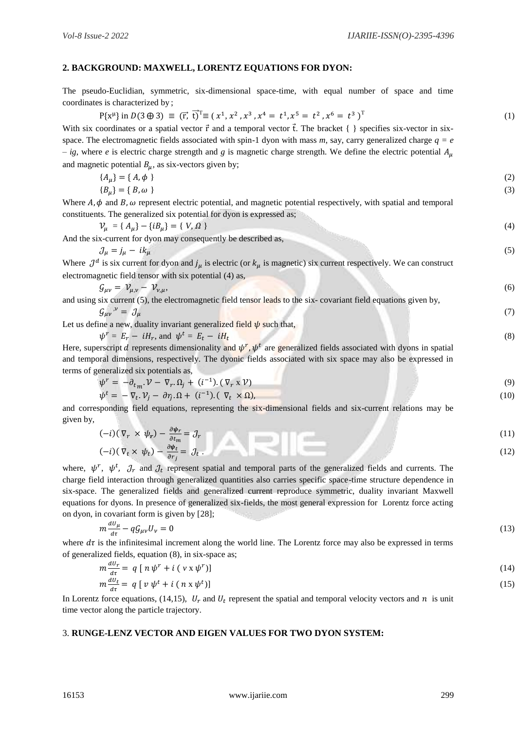## 2. BACKGROUND: MAXWELL, LORENTZ EQUATIONS FOR DYON:

The pseudo-Euclidian, symmetric, six-dimensional space-time, with equal number of space and time coordinates is characterized by ;

$$P\{x^{\mu}\} \text{ in } D(3 \oplus 3) \equiv (\vec{r}, \vec{t})^{T} \equiv (x^1, x^2, x^3, x^4 = t^1, x^5 = t^2, x^6 = t^3)^{T} \tag{1}$$

With six coordinates or a spatial vector $\vec{r}$ and a temporal vector $\vec{t}$. The bracket { } specifies six-vector in six-space. The electromagnetic fields associated with spin-1 dyon with mass $m$, say, carry generalized charge $q = e - ig$, where $e$ is electric charge strength and $g$ is magnetic charge strength. We define the electric potential $A_{\mu}$ and magnetic potential $B_{\mu}$, as six-vectors given by;

$$\{A_{\mu}\} = \{A, \phi\} \tag{2}$$

$$\{B_{\mu}\} = \{B, \omega\} \tag{3}$$

Where $A, \phi$ and $B, \omega$ represent electric potential, and magnetic potential respectively, with spatial and temporal constituents. The generalized six potential for dyon is expressed as;

$$\mathcal{V}_{\mu} = \{A_{\mu}\} - \{iB_{\mu}\} = \{V, \Omega\} \tag{4}$$

And the six-current for dyon may consequently be described as,

$$\mathcal{J}_{\mu} = j_{\mu} - ik_{\mu} \tag{5}$$

Where $\mathcal{J}^{d}$ is six current for dyon and $j_{\mu}$ is electric (or $k_{\mu}$ is magnetic) six current respectively. We can construct electromagnetic field tensor with six potential (4) as,

$$\mathcal{G}_{\mu\nu} = \mathcal{V}_{\mu,\nu} - \mathcal{V}_{\nu,\mu}, \tag{6}$$

and using six current (5), the electromagnetic field tensor leads to the six- covariant field equations given by,

$$\mathcal{G}_{\mu\nu}{}^{,\nu} = \mathcal{J}_{\mu} \tag{7}$$

Let us define a new, duality invariant generalized field $\psi$ such that,

$$\psi^{r} = E_r - iH_r, \text{ and } \psi^{t} = E_t - iH_t \tag{8}$$

Here, superscript $d$ represents dimensionality and $\psi^{r}, \psi^{t}$ are generalized fields associated with dyons in spatial and temporal dimensions, respectively. The dyonic fields associated with six space may also be expressed in terms of generalized six potentials as,

$$\psi^{r} = -\partial_{t_m}.\mathcal{V} - \nabla_{r}.\Omega_{j} + (i^{-1}).(\nabla_{r} \times \mathcal{V}) \tag{9}$$

$$\psi^{t} = -\nabla_{t}.\mathcal{V}_{j} - \partial r_{j}.\Omega + (i^{-1}).(\nabla_{t} \times \Omega), \tag{10}$$

and corresponding field equations, representing the six-dimensional fields and six-current relations may be given by,

$$(-i)(\nabla_{r} \times \psi_{r}) - \frac{\partial \psi_{r}}{\partial t_{m}} = \mathcal{J}_{r} \tag{11}$$

$$(-i)(\nabla_{t} \times \psi_{t}) - \frac{\partial \psi_{t}}{\partial r_{j}} = \mathcal{J}_{t}. \tag{12}$$

where, $\psi^{r}$, $\psi^{t}$, $\mathcal{J}_{r}$ and $\mathcal{J}_{t}$ represent spatial and temporal parts of the generalized fields and currents. The charge field interaction through generalized quantities also carries specific space-time structure dependence in six-space. The generalized fields and generalized current reproduce symmetric, duality invariant Maxwell equations for dyons. In presence of generalized six-fields, the most general expression for Lorentz force acting on dyon, in covariant form is given by [28];

$$m\frac{dU_{\mu}}{d\tau} - q\mathcal{G}_{\mu\nu}U_{\nu} = 0 \tag{13}$$

where $d\tau$ is the infinitesimal increment along the world line. The Lorentz force may also be expressed in terms of generalized fields, equation (8), in six-space as;

$$m\frac{dU_{r}}{d\tau} = q\,[\,n\,\psi^{r} + i\,(\,v \times \psi^{r})] \tag{14}$$

$$m\frac{dU_{t}}{d\tau} = q\,[\,v\,\psi^{t} + i\,(\,n \times \psi^{t})] \tag{15}$$

In Lorentz force equations, (14,15), $U_r$ and $U_t$ represent the spatial and temporal velocity vectors and $n$ is unit time vector along the particle trajectory.

## 3. RUNGE-LENZ VECTOR AND EIGEN VALUES FOR TWO DYON SYSTEM: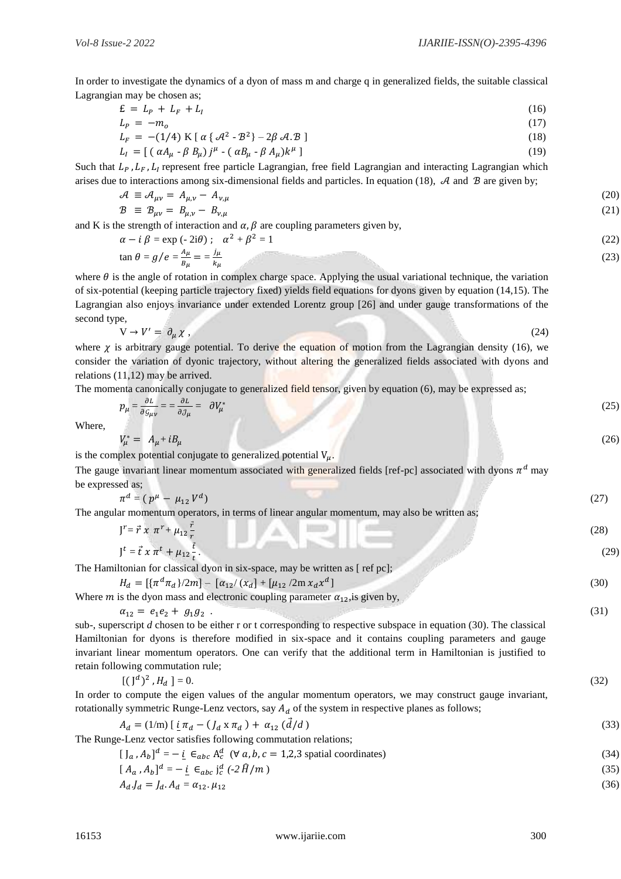In order to investigate the dynamics of a dyon of mass m and charge q in generalized fields, the suitable classical Lagrangian may be chosen as;

$$£ = L_P + L_F + L_I \tag{16}$$

$$L_P = -m_o \tag{17}$$

$$L_F = -(1/4)\ \mathrm{K}\ [\ \alpha\ \{\ \mathcal{A}^2 - \mathcal{B}^2\} - 2\beta\ \mathcal{A}.\mathcal{B}\ ] \tag{18}$$

$$L_I = [\ (\ \alpha A_\mu - \beta\ B_\mu)\ j^\mu - (\ \alpha B_\mu - \beta\ A_\mu) k^\mu\ ] \tag{19}$$

Such that $L_P, L_F, L_I$ represent free particle Lagrangian, free field Lagrangian and interacting Lagrangian which arises due to interactions among six-dimensional fields and particles. In equation (18), $\mathcal{A}$ and $\mathcal{B}$ are given by;

$$\mathcal{A} \equiv \mathcal{A}_{\mu\nu} = A_{\mu,\nu} - A_{\nu,\mu} \tag{20}$$

$$\mathcal{B} \equiv \mathcal{B}_{\mu\nu} = B_{\mu,\nu} - B_{\nu,\mu} \tag{21}$$

and K is the strength of interaction and $\alpha, \beta$ are coupling parameters given by,

$$\alpha - i\ \beta = \exp(-2i\theta)\ ; \quad \alpha^2 + \beta^2 = 1 \tag{22}$$

$$\tan\theta = g/e = \frac{A_\mu}{B_\mu} = = \frac{j_\mu}{k_\mu} \tag{23}$$

where $\theta$ is the angle of rotation in complex charge space. Applying the usual variational technique, the variation of six-potential (keeping particle trajectory fixed) yields field equations for dyons given by equation (14,15). The Lagrangian also enjoys invariance under extended Lorentz group [26] and under gauge transformations of the second type,

$$\mathrm{V} \to V' = \partial_\mu \chi\ , \tag{24}$$

where $\chi$ is arbitrary gauge potential. To derive the equation of motion from the Lagrangian density (16), we consider the variation of dyonic trajectory, without altering the generalized fields associated with dyons and relations (11,12) may be arrived.

The momenta canonically conjugate to generalized field tensor, given by equation (6), may be expressed as;

$$p_\mu = \frac{\partial L}{\partial \mathcal{G}_{\mu\nu}} = = \frac{\partial L}{\partial \mathcal{J}_\mu} = \partial V_\mu^* \tag{25}$$

Where,

$$V_\mu^* = A_\mu + iB_\mu \tag{26}$$

is the complex potential conjugate to generalized potential $\mathrm{V}_\mu$.

The gauge invariant linear momentum associated with generalized fields [ref-pc] associated with dyons $\pi^d$ may be expressed as;

$$\pi^d = (\ p^\mu - \mu_{12}\ V^d) \tag{27}$$

The angular momentum operators, in terms of linear angular momentum, may also be written as;

$$\mathrm{J}^r = \vec{r}\ x\ \pi^r + \mu_{12}\frac{\vec{r}}{r} \tag{28}$$

$$\mathrm{J}^t = \vec{t}\ x\ \pi^t + \mu_{12}\frac{\vec{t}}{t}. \tag{29}$$

The Hamiltonian for classical dyon in six-space, may be written as [ ref pc];

$$H_d = [\{\pi^d \pi_d\}/2m] - [\alpha_{12}/(x_d] + [\mu_{12}/2\mathrm{m}\ x_d x^d] \tag{30}$$

Where $m$ is the dyon mass and electronic coupling parameter $\alpha_{12}$, is given by,

$$\alpha_{12} = e_1 e_2 + g_1 g_2\ . \tag{31}$$

sub-, superscript $d$ chosen to be either r or t corresponding to respective subspace in equation (30). The classical Hamiltonian for dyons is therefore modified in six-space and it contains coupling parameters and gauge invariant linear momentum operators. One can verify that the additional term in Hamiltonian is justified to retain following commutation rule;

$$[(\mathrm{J}^d)^2, H_d] = 0. \tag{32}$$

In order to compute the eigen values of the angular momentum operators, we may construct gauge invariant, rotationally symmetric Runge-Lenz vectors, say $A_d$ of the system in respective planes as follows;

$$A_d = (1/\mathrm{m})\ [\ \underline{i}\ \pi_d - (J_d\ \mathrm{x}\ \pi_d) + \alpha_{12}\ (\vec{d}/d)\ \tag{33}$$

The Runge-Lenz vector satisfies following commutation relations;

$$[\mathrm{J}_a, A_b]^d = -\underline{i}\ \in_{abc} \mathrm{A}_c^d \ \ (\forall\ a, b, c = 1{,}2{,}3 \text{ spatial coordinates}) \tag{34}$$

$$[A_a, A_b]^d = -\underline{i}\ \in_{abc} \mathrm{j}_c^d\ (-2\widehat{H}/m) \tag{35}$$

$$A_d.J_d = J_d.A_d = \alpha_{12}.\mu_{12} \tag{36}$$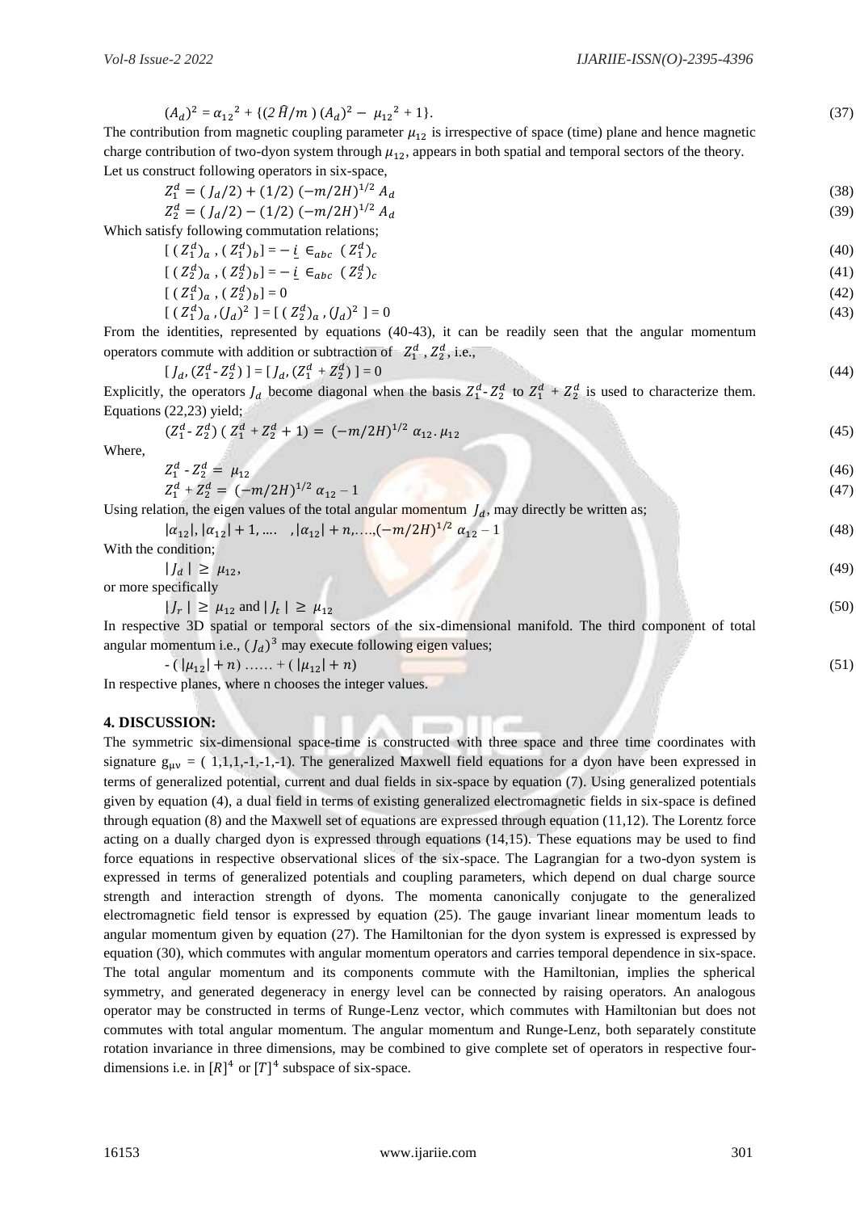$$(A_d)^2 = \alpha_{12}{}^2 + \{(2\,\hat{H}/m\,)\,(A_d)^2 - \mu_{12}{}^2 + 1\}. \tag{37}$$

The contribution from magnetic coupling parameter $\mu_{12}$ is irrespective of space (time) plane and hence magnetic charge contribution of two-dyon system through $\mu_{12}$, appears in both spatial and temporal sectors of the theory.

Let us construct following operators in six-space,

$$Z_1^d = (\,J_d/2) + (1/2)\,(-m/2H)^{1/2}\,A_d \tag{38}$$

$$Z_2^d = (\,J_d/2) - (1/2)\,(-m/2H)^{1/2}\,A_d \tag{39}$$

Which satisfy following commutation relations;

$$[\,(Z_1^d)_a\,,(Z_1^d)_b] = -\,\underline{i}\,\in_{abc}\,(Z_1^d)_c \tag{40}$$

$$[\,(Z_2^d)_a\,,(Z_2^d)_b] = -\,\underline{i}\,\in_{abc}\,(Z_2^d)_c \tag{41}$$

$$[\,(Z_1^d)_a\,,(Z_2^d)_b] = 0 \tag{42}$$

$$[\,(Z_1^d)_a\,,(J_d)^2\,] = [\,(Z_2^d)_a\,,(J_d)^2\,] = 0 \tag{43}$$

From the identities, represented by equations (40-43), it can be readily seen that the angular momentum operators commute with addition or subtraction of $Z_1^d$, $Z_2^d$, i.e.,

$$[\,J_d, (Z_1^d - Z_2^d)\,] = [\,J_d, (Z_1^d + Z_2^d)\,] = 0 \tag{44}$$

Explicitly, the operators $J_d$ become diagonal when the basis $Z_1^d$- $Z_2^d$ to $Z_1^d$ + $Z_2^d$ is used to characterize them. Equations (22,23) yield;

$$(Z_1^d - Z_2^d)\,(\,Z_1^d + Z_2^d + 1) = (-m/2H)^{1/2}\,\alpha_{12}.\,\mu_{12} \tag{45}$$

Where,

$$Z_1^d - Z_2^d = \mu_{12} \tag{46}$$

$$Z_1^d + Z_2^d = (-m/2H)^{1/2}\,\alpha_{12} - 1 \tag{47}$$

Using relation, the eigen values of the total angular momentum $J_d$, may directly be written as;

$$|\alpha_{12}|, |\alpha_{12}| + 1, \ldots\ , |\alpha_{12}| + n, \ldots, (-m/2H)^{1/2}\,\alpha_{12} - 1 \tag{48}$$

With the condition;

$$|\,J_d\,| \geq \mu_{12}, \tag{49}$$

or more specifically

$$|\,J_r\,| \geq \mu_{12} \text{ and } |\,J_t\,| \geq \mu_{12} \tag{50}$$

In respective 3D spatial or temporal sectors of the six-dimensional manifold. The third component of total angular momentum i.e., $(J_d)^3$ may execute following eigen values;

$$-\,(\,|\mu_{12}| + n)\,\ldots\ldots + (\,|\mu_{12}| + n) \tag{51}$$

In respective planes, where n chooses the integer values.

## 4. DISCUSSION:

The symmetric six-dimensional space-time is constructed with three space and three time coordinates with signature $g_{\mu\nu}$ = ( 1,1,1,-1,-1,-1). The generalized Maxwell field equations for a dyon have been expressed in terms of generalized potential, current and dual fields in six-space by equation (7). Using generalized potentials given by equation (4), a dual field in terms of existing generalized electromagnetic fields in six-space is defined through equation (8) and the Maxwell set of equations are expressed through equation (11,12). The Lorentz force acting on a dually charged dyon is expressed through equations (14,15). These equations may be used to find force equations in respective observational slices of the six-space. The Lagrangian for a two-dyon system is expressed in terms of generalized potentials and coupling parameters, which depend on dual charge source strength and interaction strength of dyons. The momenta canonically conjugate to the generalized electromagnetic field tensor is expressed by equation (25). The gauge invariant linear momentum leads to angular momentum given by equation (27). The Hamiltonian for the dyon system is expressed is expressed by equation (30), which commutes with angular momentum operators and carries temporal dependence in six-space. The total angular momentum and its components commute with the Hamiltonian, implies the spherical symmetry, and generated degeneracy in energy level can be connected by raising operators. An analogous operator may be constructed in terms of Runge-Lenz vector, which commutes with Hamiltonian but does not commutes with total angular momentum. The angular momentum and Runge-Lenz, both separately constitute rotation invariance in three dimensions, may be combined to give complete set of operators in respective four-dimensions i.e. in $[R]^4$ or $[T]^4$ subspace of six-space.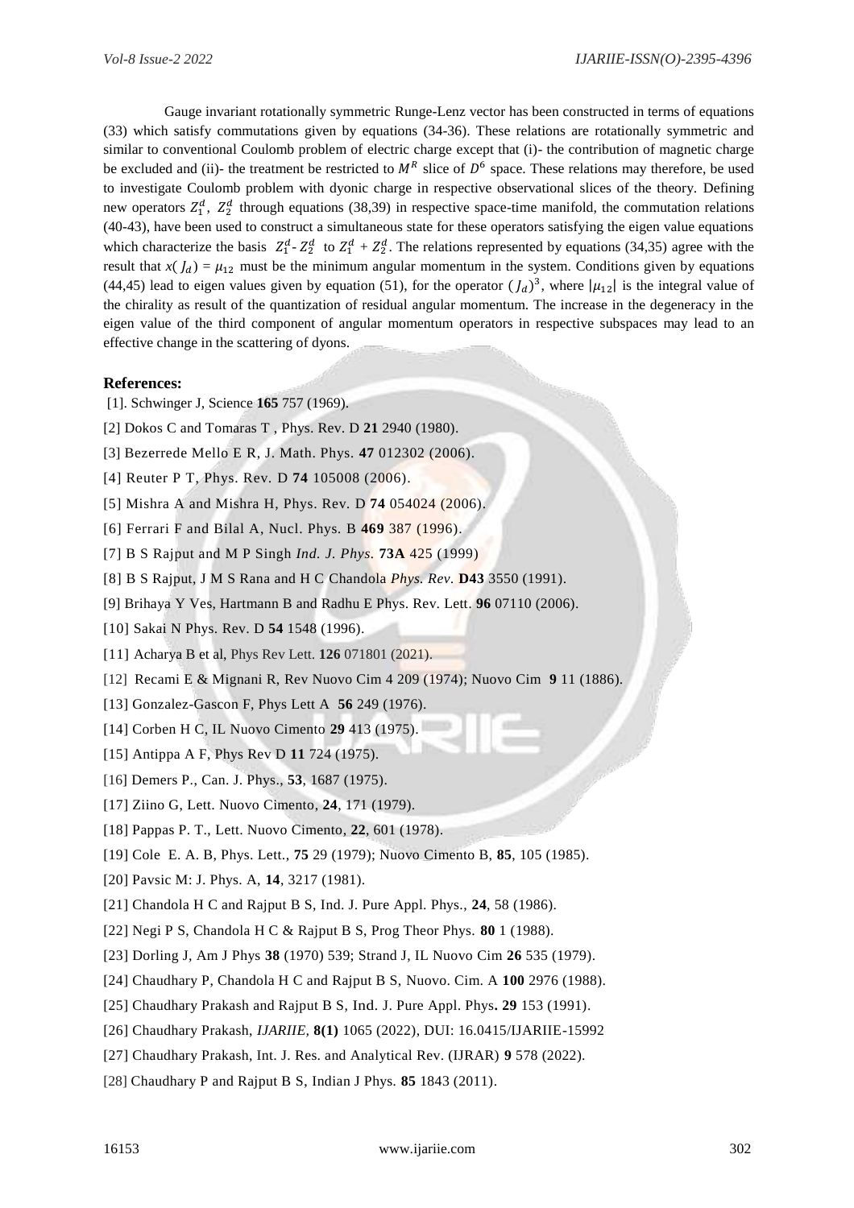Gauge invariant rotationally symmetric Runge-Lenz vector has been constructed in terms of equations (33) which satisfy commutations given by equations (34-36). These relations are rotationally symmetric and similar to conventional Coulomb problem of electric charge except that (i)- the contribution of magnetic charge be excluded and (ii)- the treatment be restricted to $M^R$ slice of $D^6$ space. These relations may therefore, be used to investigate Coulomb problem with dyonic charge in respective observational slices of the theory. Defining new operators $Z_1^d$, $Z_2^d$ through equations (38,39) in respective space-time manifold, the commutation relations (40-43), have been used to construct a simultaneous state for these operators satisfying the eigen value equations which characterize the basis $Z_1^d$- $Z_2^d$ to $Z_1^d + Z_2^d$. The relations represented by equations (34,35) agree with the result that $x(J_d) = \mu_{12}$ must be the minimum angular momentum in the system. Conditions given by equations (44,45) lead to eigen values given by equation (51), for the operator $(J_d)^3$, where $|\mu_{12}|$ is the integral value of the chirality as result of the quantization of residual angular momentum. The increase in the degeneracy in the eigen value of the third component of angular momentum operators in respective subspaces may lead to an effective change in the scattering of dyons.

**References:**

[1]. Schwinger J, Science **165** 757 (1969).

[2] Dokos C and Tomaras T , Phys. Rev. D **21** 2940 (1980).

[3] Bezerrede Mello E R, J. Math. Phys. **47** 012302 (2006).

[4] Reuter P T, Phys. Rev. D **74** 105008 (2006).

[5] Mishra A and Mishra H, Phys. Rev. D **74** 054024 (2006).

[6] Ferrari F and Bilal A, Nucl. Phys. B **469** 387 (1996).

[7] B S Rajput and M P Singh *Ind. J. Phys.* **73A** 425 (1999)

[8] B S Rajput, J M S Rana and H C Chandola *Phys. Rev.* **D43** 3550 (1991).

[9] Brihaya Y Ves, Hartmann B and Radhu E Phys. Rev. Lett. **96** 07110 (2006).

[10] Sakai N Phys. Rev. D **54** 1548 (1996).

[11] Acharya B et al, Phys Rev Lett. **126** 071801 (2021).

[12] Recami E & Mignani R, Rev Nuovo Cim 4 209 (1974); Nuovo Cim **9** 11 (1886).

[13] Gonzalez-Gascon F, Phys Lett A **56** 249 (1976).

[14] Corben H C, IL Nuovo Cimento **29** 413 (1975).

[15] Antippa A F, Phys Rev D **11** 724 (1975).

[16] Demers P., Can. J. Phys., **53**, 1687 (1975).

[17] Ziino G, Lett. Nuovo Cimento, **24**, 171 (1979).

[18] Pappas P. T., Lett. Nuovo Cimento, **22**, 601 (1978).

[19] Cole E. A. B, Phys. Lett., **75** 29 (1979); Nuovo Cimento B, **85**, 105 (1985).

[20] Pavsic M: J. Phys. A, **14**, 3217 (1981).

[21] Chandola H C and Rajput B S, Ind. J. Pure Appl. Phys., **24**, 58 (1986).

[22] Negi P S, Chandola H C & Rajput B S, Prog Theor Phys. **80** 1 (1988).

[23] Dorling J, Am J Phys **38** (1970) 539; Strand J, IL Nuovo Cim **26** 535 (1979).

[24] Chaudhary P, Chandola H C and Rajput B S, Nuovo. Cim. A **100** 2976 (1988).

[25] Chaudhary Prakash and Rajput B S, Ind. J. Pure Appl. Phys**. 29** 153 (1991).

[26] Chaudhary Prakash, *IJARIIE,* **8(1)** 1065 (2022), DUI: 16.0415/IJARIIE-15992

[27] Chaudhary Prakash, Int. J. Res. and Analytical Rev. (IJRAR) **9** 578 (2022).

[28] Chaudhary P and Rajput B S, Indian J Phys. **85** 1843 (2011).